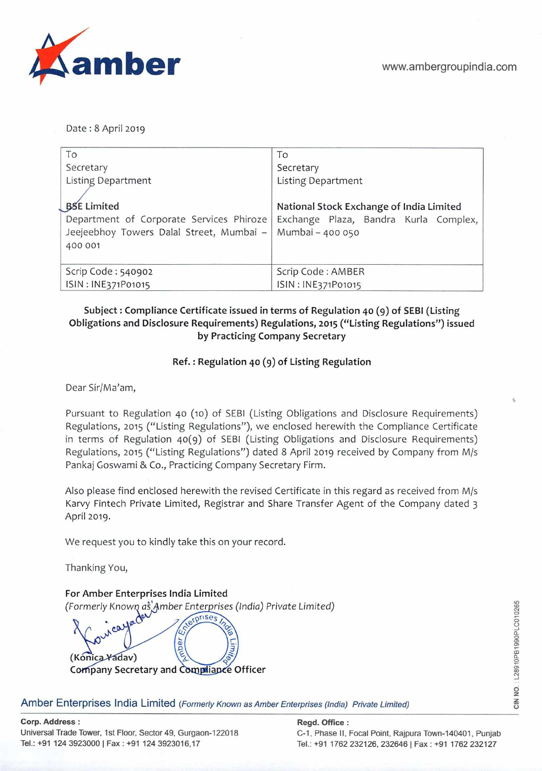amber

www.ambergroupindia.com

Date : 8 April 2019

| To<br>Secretary<br>Listing Department<br><br>**BSE Limited**<br>Department of Corporate Services Phiroze Jeejeebhoy Towers Dalal Street, Mumbai – 400 001 | To<br>Secretary<br>Listing Department<br><br>**National Stock Exchange of India Limited**<br>Exchange Plaza, Bandra Kurla Complex, Mumbai – 400 050 |
|---|---|
| Scrip Code : 540902<br>ISIN : INE371P01015 | Scrip Code : AMBER<br>ISIN : INE371P01015 |

**Subject : Compliance Certificate issued in terms of Regulation 40 (9) of SEBI (Listing Obligations and Disclosure Requirements) Regulations, 2015 ("Listing Regulations") issued by Practicing Company Secretary**

**Ref. : Regulation 40 (9) of Listing Regulation**

Dear Sir/Ma'am,

Pursuant to Regulation 40 (10) of SEBI (Listing Obligations and Disclosure Requirements) Regulations, 2015 ("Listing Regulations"), we enclosed herewith the Compliance Certificate in terms of Regulation 40(9) of SEBI (Listing Obligations and Disclosure Requirements) Regulations, 2015 ("Listing Regulations") dated 8 April 2019 received by Company from M/s Pankaj Goswami & Co., Practicing Company Secretary Firm.

Also please find enclosed herewith the revised Certificate in this regard as received from M/s Karvy Fintech Private Limited, Registrar and Share Transfer Agent of the Company dated 3 April 2019.

We request you to kindly take this on your record.

Thanking You,

**For Amber Enterprises India Limited**
*(Formerly Known as Amber Enterprises (India) Private Limited)*

**(Konica Yadav)**
**Company Secretary and Compliance Officer**

Amber Enterprises India Limited *(Formerly Known as Amber Enterprises (India) Private Limited)*

CIN NO. : L28910PB1990PLC010265

**Corp. Address :**
Universal Trade Tower, 1st Floor, Sector 49, Gurgaon-122018
Tel.: +91 124 3923000 | Fax : +91 124 3923016,17

**Regd. Office :**
C-1, Phase II, Focal Point, Rajpura Town-140401, Punjab
Tel.: +91 1762 232126, 232646 | Fax : +91 1762 232127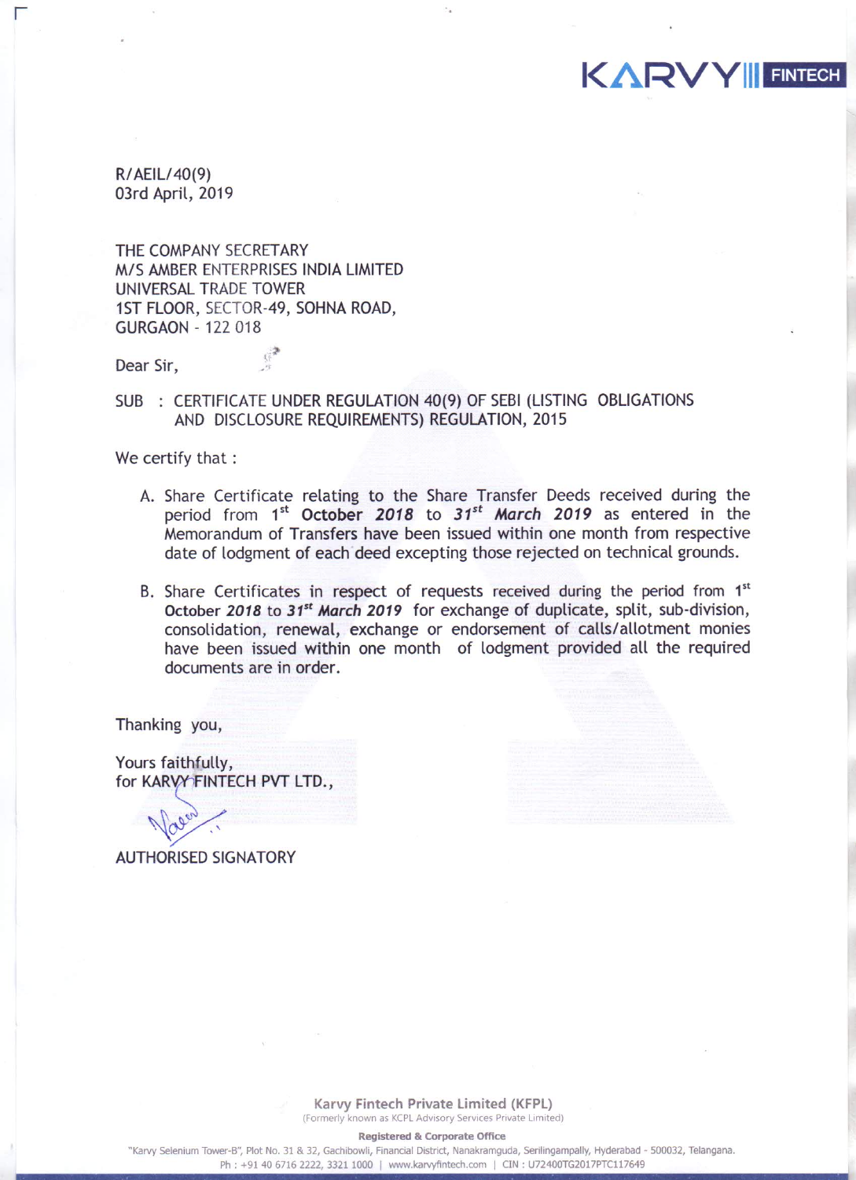R/AEIL/40(9)
03rd April, 2019

THE COMPANY SECRETARY
M/S AMBER ENTERPRISES INDIA LIMITED
UNIVERSAL TRADE TOWER
1ST FLOOR, SECTOR-49, SOHNA ROAD,
GURGAON - 122 018

Dear Sir,

SUB : CERTIFICATE UNDER REGULATION 40(9) OF SEBI (LISTING OBLIGATIONS AND DISCLOSURE REQUIREMENTS) REGULATION, 2015

We certify that :

A. Share Certificate relating to the Share Transfer Deeds received during the period from 1st **October *2018*** to ***31st March 2019*** as entered in the Memorandum of Transfers have been issued within one month from respective date of lodgment of each deed excepting those rejected on technical grounds.

B. Share Certificates in respect of requests received during the period from 1st October ***2018*** to ***31st March 2019*** for exchange of duplicate, split, sub-division, consolidation, renewal, exchange or endorsement of calls/allotment monies have been issued within one month of lodgment provided all the required documents are in order.

Thanking you,

Yours faithfully,
for KARVY FINTECH PVT LTD.,

AUTHORISED SIGNATORY

**Karvy Fintech Private Limited (KFPL)**
(Formerly known as KCPL Advisory Services Private Limited)

**Registered & Corporate Office**
"Karvy Selenium Tower-B", Plot No. 31 & 32, Gachibowli, Financial District, Nanakramguda, Serilingampally, Hyderabad - 500032, Telangana.
Ph : +91 40 6716 2222, 3321 1000 | www.karvyfintech.com | CIN : U72400TG2017PTC117649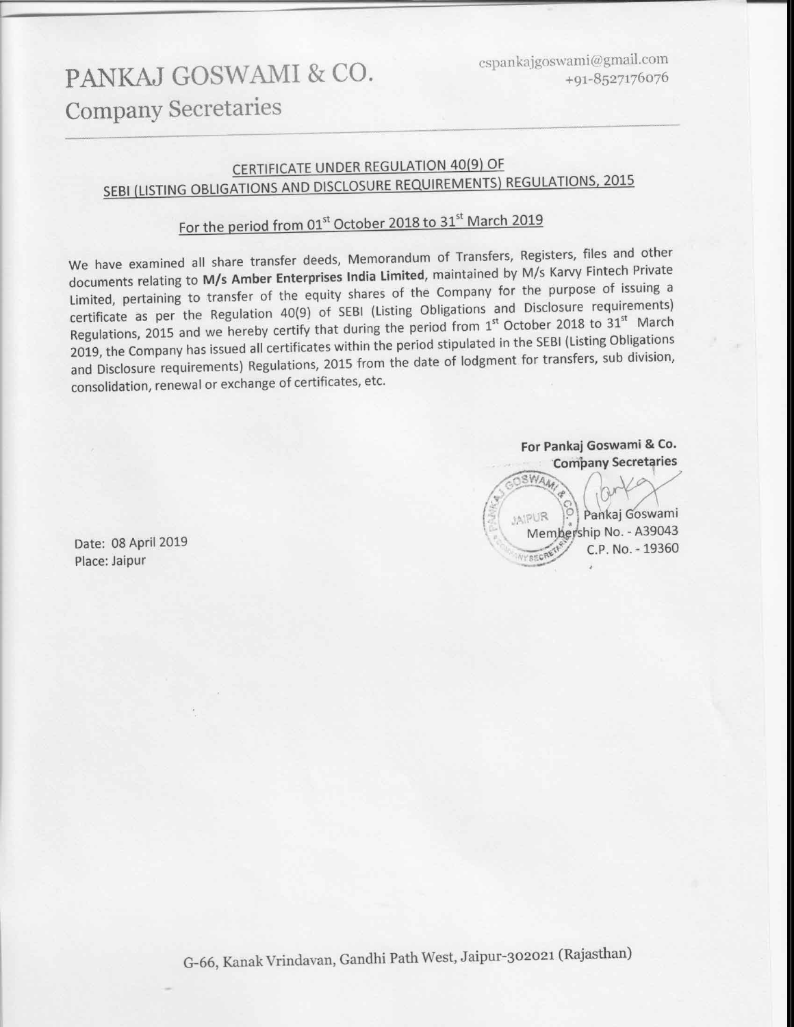# PANKAJ GOSWAMI & CO.

## Company Secretaries

cspankajgoswami@gmail.com
+91-8527176076

---

**CERTIFICATE UNDER REGULATION 40(9) OF SEBI (LISTING OBLIGATIONS AND DISCLOSURE REQUIREMENTS) REGULATIONS, 2015**

**For the period from 01st October 2018 to 31st March 2019**

We have examined all share transfer deeds, Memorandum of Transfers, Registers, files and other documents relating to **M/s Amber Enterprises India Limited**, maintained by M/s Karvy Fintech Private Limited, pertaining to transfer of the equity shares of the Company for the purpose of issuing a certificate as per the Regulation 40(9) of SEBI (Listing Obligations and Disclosure requirements) Regulations, 2015 and we hereby certify that during the period from 1st October 2018 to 31st March 2019, the Company has issued all certificates within the period stipulated in the SEBI (Listing Obligations and Disclosure requirements) Regulations, 2015 from the date of lodgment for transfers, sub division, consolidation, renewal or exchange of certificates, etc.

**For Pankaj Goswami & Co.**
**Company Secretaries**

Pankaj Goswami
Membership No. - A39043
C.P. No. - 19360

Date: 08 April 2019
Place: Jaipur

G-66, Kanak Vrindavan, Gandhi Path West, Jaipur-302021 (Rajasthan)